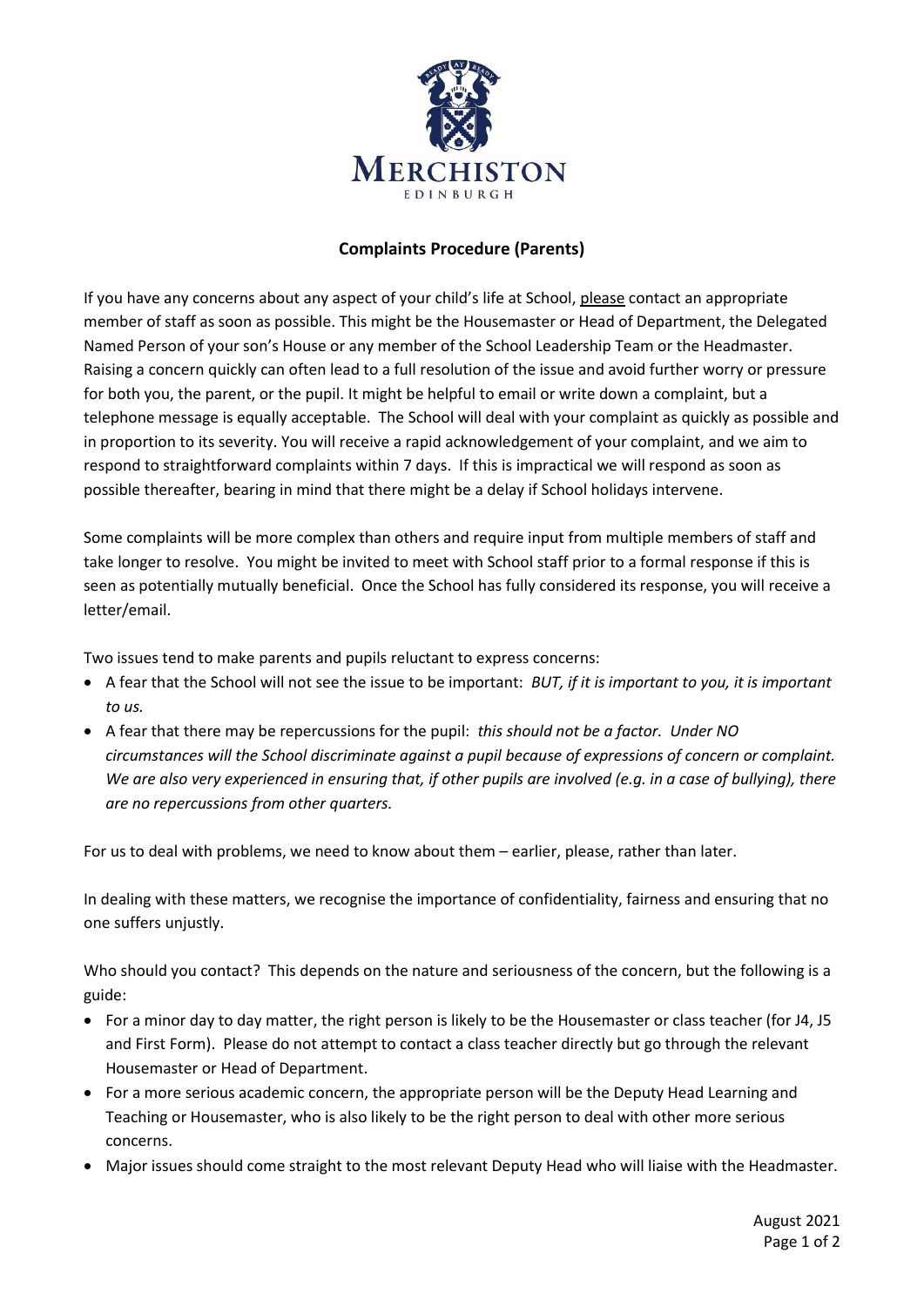## Complaints Procedure (Parents)

If you have any concerns about any aspect of your child's life at School, please contact an appropriate member of staff as soon as possible. This might be the Housemaster or Head of Department, the Delegated Named Person of your son's House or any member of the School Leadership Team or the Headmaster. Raising a concern quickly can often lead to a full resolution of the issue and avoid further worry or pressure for both you, the parent, or the pupil. It might be helpful to email or write down a complaint, but a telephone message is equally acceptable. The School will deal with your complaint as quickly as possible and in proportion to its severity. You will receive a rapid acknowledgement of your complaint, and we aim to respond to straightforward complaints within 7 days. If this is impractical we will respond as soon as possible thereafter, bearing in mind that there might be a delay if School holidays intervene.

Some complaints will be more complex than others and require input from multiple members of staff and take longer to resolve. You might be invited to meet with School staff prior to a formal response if this is seen as potentially mutually beneficial. Once the School has fully considered its response, you will receive a letter/email.

Two issues tend to make parents and pupils reluctant to express concerns:

- A fear that the School will not see the issue to be important: *BUT, if it is important to you, it is important to us.*
- A fear that there may be repercussions for the pupil: *this should not be a factor. Under NO circumstances will the School discriminate against a pupil because of expressions of concern or complaint. We are also very experienced in ensuring that, if other pupils are involved (e.g. in a case of bullying), there are no repercussions from other quarters.*

For us to deal with problems, we need to know about them – earlier, please, rather than later.

In dealing with these matters, we recognise the importance of confidentiality, fairness and ensuring that no one suffers unjustly.

Who should you contact? This depends on the nature and seriousness of the concern, but the following is a guide:

- For a minor day to day matter, the right person is likely to be the Housemaster or class teacher (for J4, J5 and First Form). Please do not attempt to contact a class teacher directly but go through the relevant Housemaster or Head of Department.
- For a more serious academic concern, the appropriate person will be the Deputy Head Learning and Teaching or Housemaster, who is also likely to be the right person to deal with other more serious concerns.
- Major issues should come straight to the most relevant Deputy Head who will liaise with the Headmaster.

August 2021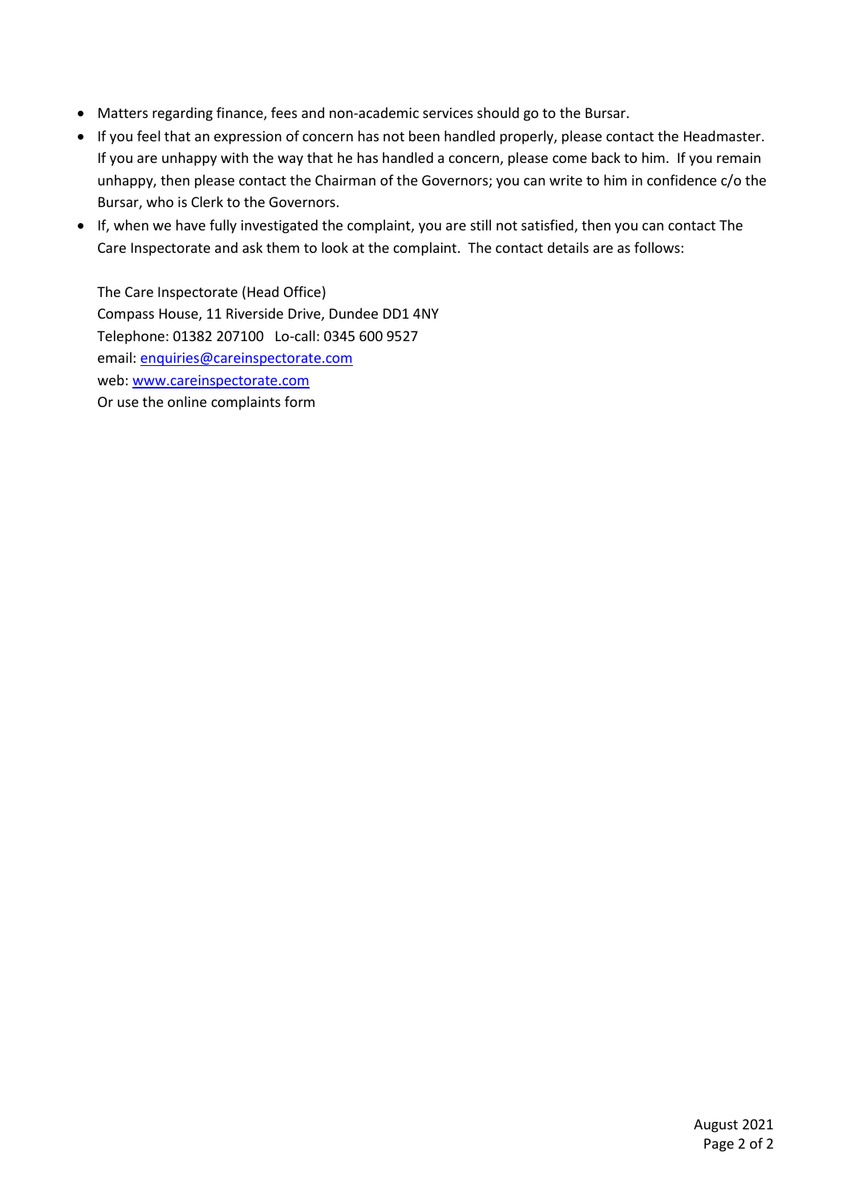- Matters regarding finance, fees and non-academic services should go to the Bursar.
- If you feel that an expression of concern has not been handled properly, please contact the Headmaster. If you are unhappy with the way that he has handled a concern, please come back to him. If you remain unhappy, then please contact the Chairman of the Governors; you can write to him in confidence c/o the Bursar, who is Clerk to the Governors.
- If, when we have fully investigated the complaint, you are still not satisfied, then you can contact The Care Inspectorate and ask them to look at the complaint. The contact details are as follows:

  The Care Inspectorate (Head Office)
  Compass House, 11 Riverside Drive, Dundee DD1 4NY
  Telephone: 01382 207100 Lo-call: 0345 600 9527
  email: [enquiries@careinspectorate.com](mailto:enquiries@careinspectorate.com)
  web: [www.careinspectorate.com](http://www.careinspectorate.com)
  Or use the online complaints form

August 2021